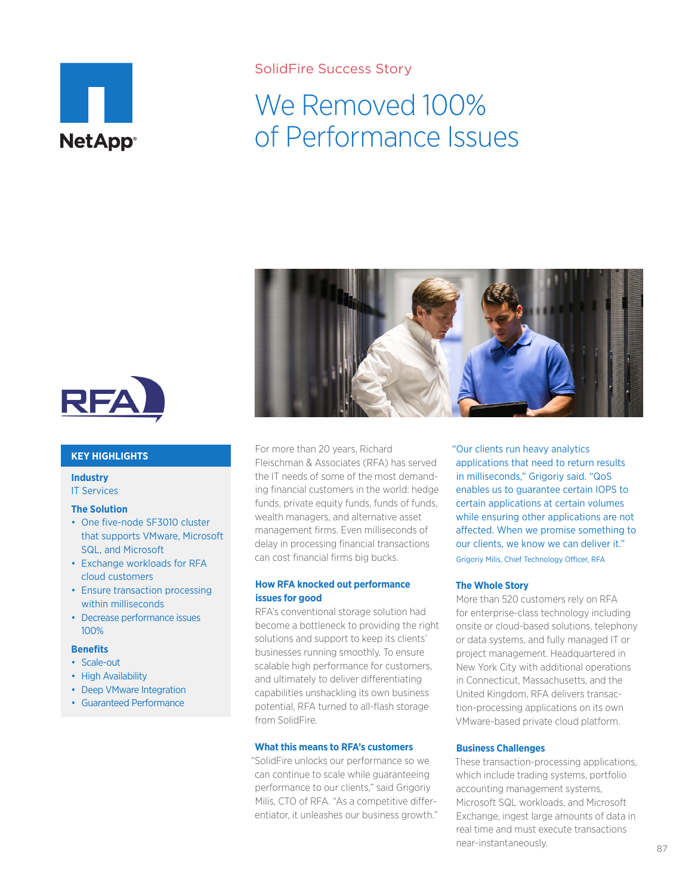SolidFire Success Story

# We Removed 100% of Performance Issues

## KEY HIGHLIGHTS

**Industry**
IT Services

**The Solution**
- One five-node SF3010 cluster that supports VMware, Microsoft SQL, and Microsoft
- Exchange workloads for RFA cloud customers
- Ensure transaction processing within milliseconds
- Decrease performance issues 100%

**Benefits**
- Scale-out
- High Availability
- Deep VMware Integration
- Guaranteed Performance

For more than 20 years, Richard Fleischman & Associates (RFA) has served the IT needs of some of the most demanding financial customers in the world: hedge funds, private equity funds, funds of funds, wealth managers, and alternative asset management firms. Even milliseconds of delay in processing financial transactions can cost financial firms big bucks.

### How RFA knocked out performance issues for good

RFA's conventional storage solution had become a bottleneck to providing the right solutions and support to keep its clients' businesses running smoothly. To ensure scalable high performance for customers, and ultimately to deliver differentiating capabilities unshackling its own business potential, RFA turned to all-flash storage from SolidFire.

### What this means to RFA's customers

"SolidFire unlocks our performance so we can continue to scale while guaranteeing performance to our clients," said Grigoriy Milis, CTO of RFA. "As a competitive differentiator, it unleashes our business growth."

"Our clients run heavy analytics applications that need to return results in milliseconds," Grigoriy said. "QoS enables us to guarantee certain IOPS to certain applications at certain volumes while ensuring other applications are not affected. When we promise something to our clients, we know we can deliver it."

Grigoriy Milis, Chief Technology Officer, RFA

### The Whole Story

More than 520 customers rely on RFA for enterprise-class technology including onsite or cloud-based solutions, telephony or data systems, and fully managed IT or project management. Headquartered in New York City with additional operations in Connecticut, Massachusetts, and the United Kingdom, RFA delivers transaction-processing applications on its own VMware-based private cloud platform.

### Business Challenges

These transaction-processing applications, which include trading systems, portfolio accounting management systems, Microsoft SQL workloads, and Microsoft Exchange, ingest large amounts of data in real time and must execute transactions near-instantaneously.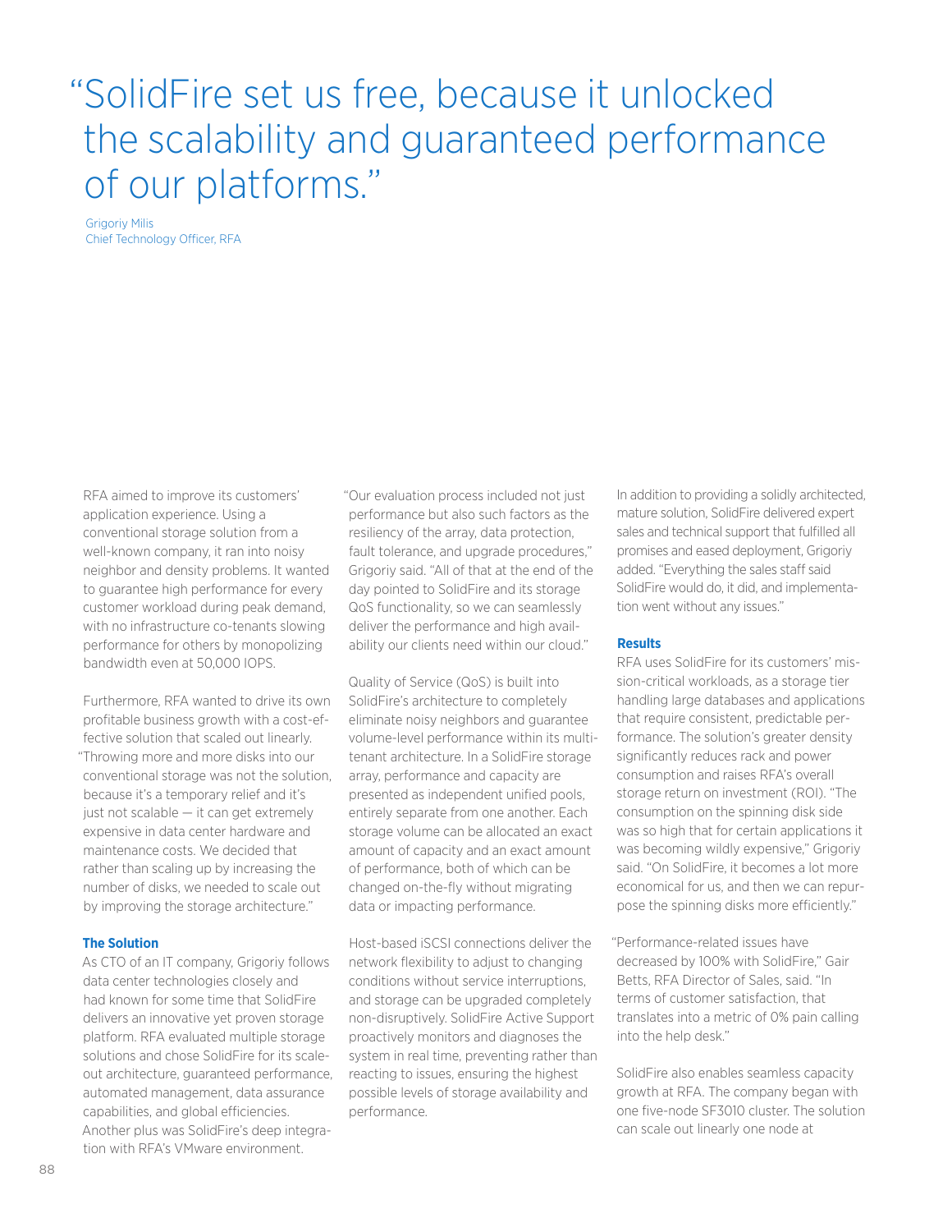> "SolidFire set us free, because it unlocked the scalability and guaranteed performance of our platforms."

Grigoriy Milis
Chief Technology Officer, RFA

RFA aimed to improve its customers' application experience. Using a conventional storage solution from a well-known company, it ran into noisy neighbor and density problems. It wanted to guarantee high performance for every customer workload during peak demand, with no infrastructure co-tenants slowing performance for others by monopolizing bandwidth even at 50,000 IOPS.

Furthermore, RFA wanted to drive its own profitable business growth with a cost-effective solution that scaled out linearly. "Throwing more and more disks into our conventional storage was not the solution, because it's a temporary relief and it's just not scalable — it can get extremely expensive in data center hardware and maintenance costs. We decided that rather than scaling up by increasing the number of disks, we needed to scale out by improving the storage architecture."

### The Solution

As CTO of an IT company, Grigoriy follows data center technologies closely and had known for some time that SolidFire delivers an innovative yet proven storage platform. RFA evaluated multiple storage solutions and chose SolidFire for its scale-out architecture, guaranteed performance, automated management, data assurance capabilities, and global efficiencies. Another plus was SolidFire's deep integration with RFA's VMware environment.

"Our evaluation process included not just performance but also such factors as the resiliency of the array, data protection, fault tolerance, and upgrade procedures," Grigoriy said. "All of that at the end of the day pointed to SolidFire and its storage QoS functionality, so we can seamlessly deliver the performance and high availability our clients need within our cloud."

Quality of Service (QoS) is built into SolidFire's architecture to completely eliminate noisy neighbors and guarantee volume-level performance within its multi-tenant architecture. In a SolidFire storage array, performance and capacity are presented as independent unified pools, entirely separate from one another. Each storage volume can be allocated an exact amount of capacity and an exact amount of performance, both of which can be changed on-the-fly without migrating data or impacting performance.

Host-based iSCSI connections deliver the network flexibility to adjust to changing conditions without service interruptions, and storage can be upgraded completely non-disruptively. SolidFire Active Support proactively monitors and diagnoses the system in real time, preventing rather than reacting to issues, ensuring the highest possible levels of storage availability and performance.

In addition to providing a solidly architected, mature solution, SolidFire delivered expert sales and technical support that fulfilled all promises and eased deployment, Grigoriy added. "Everything the sales staff said SolidFire would do, it did, and implementation went without any issues."

### Results

RFA uses SolidFire for its customers' mission-critical workloads, as a storage tier handling large databases and applications that require consistent, predictable performance. The solution's greater density significantly reduces rack and power consumption and raises RFA's overall storage return on investment (ROI). "The consumption on the spinning disk side was so high that for certain applications it was becoming wildly expensive," Grigoriy said. "On SolidFire, it becomes a lot more economical for us, and then we can repurpose the spinning disks more efficiently."

"Performance-related issues have decreased by 100% with SolidFire," Gair Betts, RFA Director of Sales, said. "In terms of customer satisfaction, that translates into a metric of 0% pain calling into the help desk."

SolidFire also enables seamless capacity growth at RFA. The company began with one five-node SF3010 cluster. The solution can scale out linearly one node at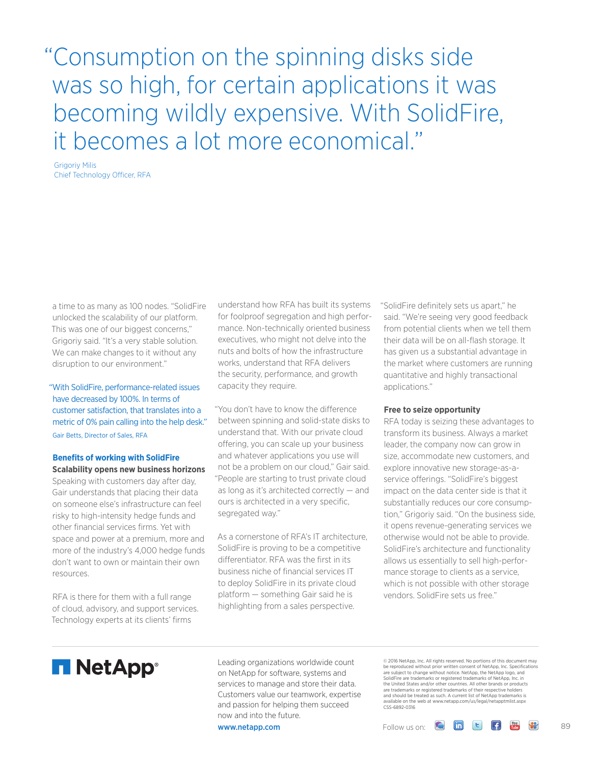# "Consumption on the spinning disks side was so high, for certain applications it was becoming wildly expensive. With SolidFire, it becomes a lot more economical."

Grigoriy Milis
Chief Technology Officer, RFA

a time to as many as 100 nodes. "SolidFire unlocked the scalability of our platform. This was one of our biggest concerns," Grigoriy said. "It's a very stable solution. We can make changes to it without any disruption to our environment."

"With SolidFire, performance-related issues have decreased by 100%. In terms of customer satisfaction, that translates into a metric of 0% pain calling into the help desk."

Gair Betts, Director of Sales, RFA

### Benefits of working with SolidFire

**Scalability opens new business horizons**

Speaking with customers day after day, Gair understands that placing their data on someone else's infrastructure can feel risky to high-intensity hedge funds and other financial services firms. Yet with space and power at a premium, more and more of the industry's 4,000 hedge funds don't want to own or maintain their own resources.

RFA is there for them with a full range of cloud, advisory, and support services. Technology experts at its clients' firms understand how RFA has built its systems for foolproof segregation and high performance. Non-technically oriented business executives, who might not delve into the nuts and bolts of how the infrastructure works, understand that RFA delivers the security, performance, and growth capacity they require.

"You don't have to know the difference between spinning and solid-state disks to understand that. With our private cloud offering, you can scale up your business and whatever applications you use will not be a problem on our cloud," Gair said. "People are starting to trust private cloud as long as it's architected correctly — and ours is architected in a very specific, segregated way."

As a cornerstone of RFA's IT architecture, SolidFire is proving to be a competitive differentiator. RFA was the first in its business niche of financial services IT to deploy SolidFire in its private cloud platform — something Gair said he is highlighting from a sales perspective.

"SolidFire definitely sets us apart," he said. "We're seeing very good feedback from potential clients when we tell them their data will be on all-flash storage. It has given us a substantial advantage in the market where customers are running quantitative and highly transactional applications."

**Free to seize opportunity**

RFA today is seizing these advantages to transform its business. Always a market leader, the company now can grow in size, accommodate new customers, and explore innovative new storage-as-a-service offerings. "SolidFire's biggest impact on the data center side is that it substantially reduces our core consumption," Grigoriy said. "On the business side, it opens revenue-generating services we otherwise would not be able to provide. SolidFire's architecture and functionality allows us essentially to sell high-performance storage to clients as a service, which is not possible with other storage vendors. SolidFire sets us free."

**NetApp®**

Leading organizations worldwide count on NetApp for software, systems and services to manage and store their data. Customers value our teamwork, expertise and passion for helping them succeed now and into the future.

www.netapp.com

© 2016 NetApp, Inc. All rights reserved. No portions of this document may be reproduced without prior written consent of NetApp, Inc. Specifications are subject to change without notice. NetApp, the NetApp logo, and SolidFire are trademarks or registered trademarks of NetApp, Inc. in the United States and/or other countries. All other brands or products are trademarks or registered trademarks of their respective holders and should be treated as such. A current list of NetApp trademarks is available on the web at www.netapp.com/us/legal/netapptmlist.aspx
CSS-6892-0316

Follow us on: